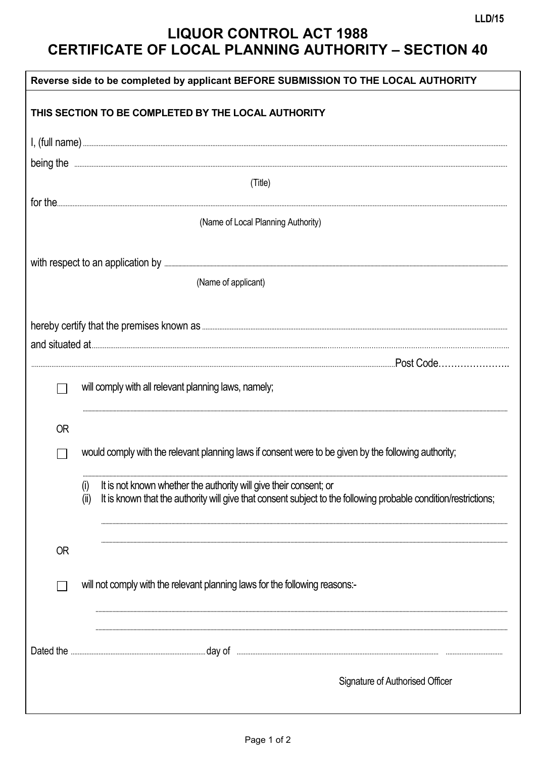LLD/15

# LIQUOR CONTROL ACT 1988
# CERTIFICATE OF LOCAL PLANNING AUTHORITY – SECTION 40

**Reverse side to be completed by applicant BEFORE SUBMISSION TO THE LOCAL AUTHORITY**

**THIS SECTION TO BE COMPLETED BY THE LOCAL AUTHORITY**

I, (full name) ..........................................................................................................................................

being the ..........................................................................................................................................

(Title)

for the..........................................................................................................................................

(Name of Local Planning Authority)

with respect to an application by ..........................................................................................................................................

(Name of applicant)

hereby certify that the premises known as ..........................................................................................................................................

and situated at..........................................................................................................................................

..........................................................................................................................................Post Code…………………..

☐ will comply with all relevant planning laws, namely;

..........................................................................................................................................

OR

☐ would comply with the relevant planning laws if consent were to be given by the following authority;

..........................................................................................................................................

(i) It is not known whether the authority will give their consent; or
(ii) It is known that the authority will give that consent subject to the following probable condition/restrictions;

..........................................................................................................................................

..........................................................................................................................................

OR

☐ will not comply with the relevant planning laws for the following reasons:-

..........................................................................................................................................

..........................................................................................................................................

Dated the ..................................................day of .......................................................................... ..............................

Signature of Authorised Officer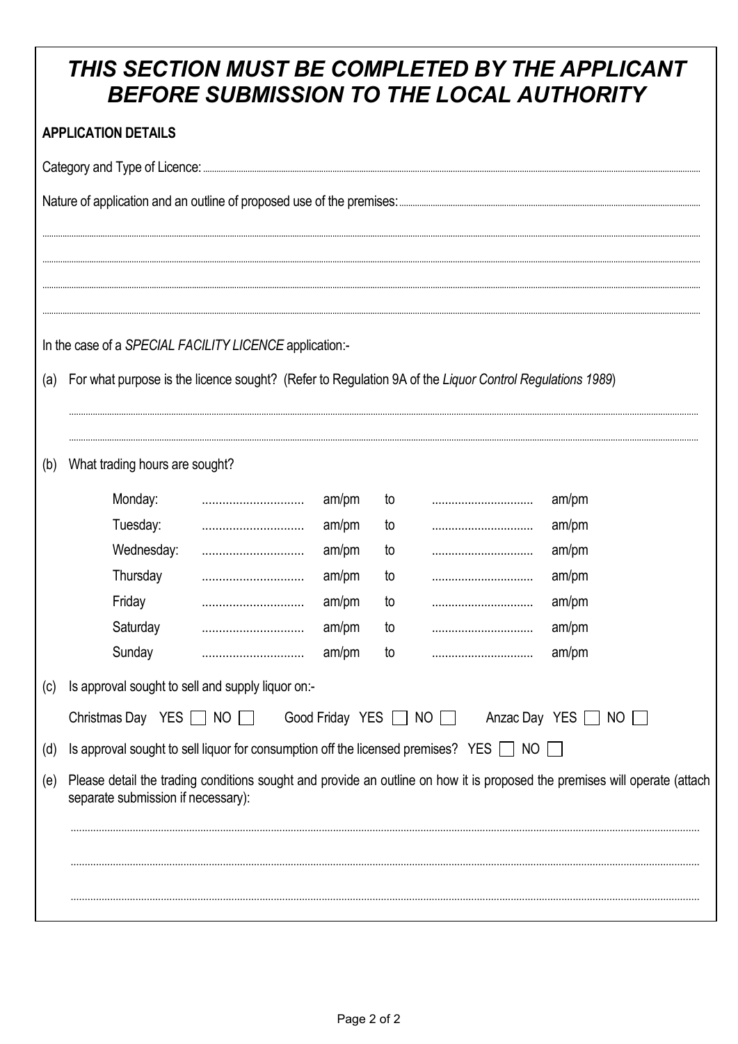# *THIS SECTION MUST BE COMPLETED BY THE APPLICANT BEFORE SUBMISSION TO THE LOCAL AUTHORITY*

**APPLICATION DETAILS**

Category and Type of Licence: ..................................................

Nature of application and an outline of proposed use of the premises: ..................................................

..................................................

..................................................

..................................................

..................................................

In the case of a *SPECIAL FACILITY LICENCE* application:-

(a) For what purpose is the licence sought? (Refer to Regulation 9A of the *Liquor Control Regulations 1989*)

..................................................

..................................................

(b) What trading hours are sought?

| | | | | | |
|---|---|---|---|---|---|
| Monday: | .............................. | am/pm | to | .............................. | am/pm |
| Tuesday: | .............................. | am/pm | to | .............................. | am/pm |
| Wednesday: | .............................. | am/pm | to | .............................. | am/pm |
| Thursday | .............................. | am/pm | to | .............................. | am/pm |
| Friday | .............................. | am/pm | to | .............................. | am/pm |
| Saturday | .............................. | am/pm | to | .............................. | am/pm |
| Sunday | .............................. | am/pm | to | .............................. | am/pm |

(c) Is approval sought to sell and supply liquor on:-

Christmas Day YES ☐ NO ☐ Good Friday YES ☐ NO ☐ Anzac Day YES ☐ NO ☐

(d) Is approval sought to sell liquor for consumption off the licensed premises? YES ☐ NO ☐

(e) Please detail the trading conditions sought and provide an outline on how it is proposed the premises will operate (attach separate submission if necessary):

..................................................

..................................................

..................................................